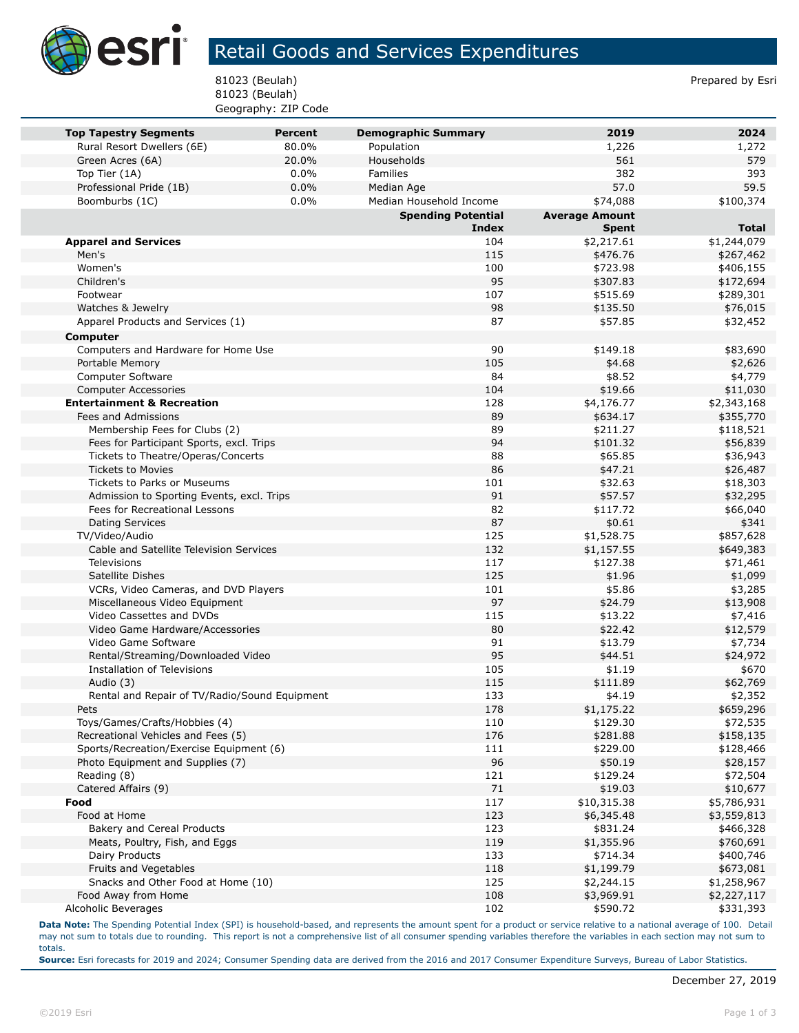# Retail Goods and Services Expenditures

81023 (Beulah)
81023 (Beulah)
Geography: ZIP Code

Prepared by Esri

| Top Tapestry Segments | Percent | Demographic Summary | 2019 | 2024 |
|---|---|---|---|---|
| Rural Resort Dwellers (6E) | 80.0% | Population | 1,226 | 1,272 |
| Green Acres (6A) | 20.0% | Households | 561 | 579 |
| Top Tier (1A) | 0.0% | Families | 382 | 393 |
| Professional Pride (1B) | 0.0% | Median Age | 57.0 | 59.5 |
| Boomburbs (1C) | 0.0% | Median Household Income | $74,088 | $100,374 |

| | Spending Potential Index | Average Amount Spent | Total |
|---|---|---|---|
| **Apparel and Services** | 104 | $2,217.61 | $1,244,079 |
| Men's | 115 | $476.76 | $267,462 |
| Women's | 100 | $723.98 | $406,155 |
| Children's | 95 | $307.83 | $172,694 |
| Footwear | 107 | $515.69 | $289,301 |
| Watches & Jewelry | 98 | $135.50 | $76,015 |
| Apparel Products and Services (1) | 87 | $57.85 | $32,452 |
| **Computer** | | | |
| Computers and Hardware for Home Use | 90 | $149.18 | $83,690 |
| Portable Memory | 105 | $4.68 | $2,626 |
| Computer Software | 84 | $8.52 | $4,779 |
| Computer Accessories | 104 | $19.66 | $11,030 |
| **Entertainment & Recreation** | 128 | $4,176.77 | $2,343,168 |
| Fees and Admissions | 89 | $634.17 | $355,770 |
| Membership Fees for Clubs (2) | 89 | $211.27 | $118,521 |
| Fees for Participant Sports, excl. Trips | 94 | $101.32 | $56,839 |
| Tickets to Theatre/Operas/Concerts | 88 | $65.85 | $36,943 |
| Tickets to Movies | 86 | $47.21 | $26,487 |
| Tickets to Parks or Museums | 101 | $32.63 | $18,303 |
| Admission to Sporting Events, excl. Trips | 91 | $57.57 | $32,295 |
| Fees for Recreational Lessons | 82 | $117.72 | $66,040 |
| Dating Services | 87 | $0.61 | $341 |
| TV/Video/Audio | 125 | $1,528.75 | $857,628 |
| Cable and Satellite Television Services | 132 | $1,157.55 | $649,383 |
| Televisions | 117 | $127.38 | $71,461 |
| Satellite Dishes | 125 | $1.96 | $1,099 |
| VCRs, Video Cameras, and DVD Players | 101 | $5.86 | $3,285 |
| Miscellaneous Video Equipment | 97 | $24.79 | $13,908 |
| Video Cassettes and DVDs | 115 | $13.22 | $7,416 |
| Video Game Hardware/Accessories | 80 | $22.42 | $12,579 |
| Video Game Software | 91 | $13.79 | $7,734 |
| Rental/Streaming/Downloaded Video | 95 | $44.51 | $24,972 |
| Installation of Televisions | 105 | $1.19 | $670 |
| Audio (3) | 115 | $111.89 | $62,769 |
| Rental and Repair of TV/Radio/Sound Equipment | 133 | $4.19 | $2,352 |
| Pets | 178 | $1,175.22 | $659,296 |
| Toys/Games/Crafts/Hobbies (4) | 110 | $129.30 | $72,535 |
| Recreational Vehicles and Fees (5) | 176 | $281.88 | $158,135 |
| Sports/Recreation/Exercise Equipment (6) | 111 | $229.00 | $128,466 |
| Photo Equipment and Supplies (7) | 96 | $50.19 | $28,157 |
| Reading (8) | 121 | $129.24 | $72,504 |
| Catered Affairs (9) | 71 | $19.03 | $10,677 |
| **Food** | 117 | $10,315.38 | $5,786,931 |
| Food at Home | 123 | $6,345.48 | $3,559,813 |
| Bakery and Cereal Products | 123 | $831.24 | $466,328 |
| Meats, Poultry, Fish, and Eggs | 119 | $1,355.96 | $760,691 |
| Dairy Products | 133 | $714.34 | $400,746 |
| Fruits and Vegetables | 118 | $1,199.79 | $673,081 |
| Snacks and Other Food at Home (10) | 125 | $2,244.15 | $1,258,967 |
| Food Away from Home | 108 | $3,969.91 | $2,227,117 |
| Alcoholic Beverages | 102 | $590.72 | $331,393 |

**Data Note:** The Spending Potential Index (SPI) is household-based, and represents the amount spent for a product or service relative to a national average of 100. Detail may not sum to totals due to rounding. This report is not a comprehensive list of all consumer spending variables therefore the variables in each section may not sum to totals.

**Source:** Esri forecasts for 2019 and 2024; Consumer Spending data are derived from the 2016 and 2017 Consumer Expenditure Surveys, Bureau of Labor Statistics.

December 27, 2019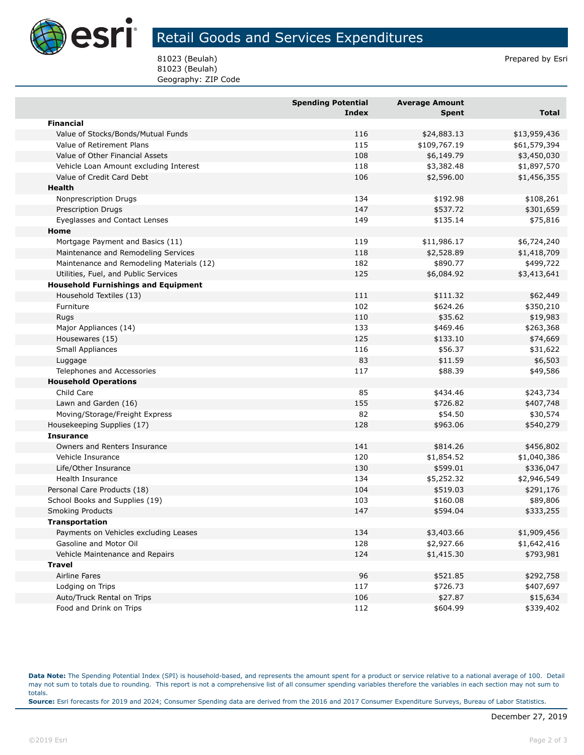# Retail Goods and Services Expenditures

81023 (Beulah)
81023 (Beulah)
Geography: ZIP Code

Prepared by Esri

| | Spending Potential Index | Average Amount Spent | Total |
|---|---|---|---|
| **Financial** | | | |
| Value of Stocks/Bonds/Mutual Funds | 116 | $24,883.13 | $13,959,436 |
| Value of Retirement Plans | 115 | $109,767.19 | $61,579,394 |
| Value of Other Financial Assets | 108 | $6,149.79 | $3,450,030 |
| Vehicle Loan Amount excluding Interest | 118 | $3,382.48 | $1,897,570 |
| Value of Credit Card Debt | 106 | $2,596.00 | $1,456,355 |
| **Health** | | | |
| Nonprescription Drugs | 134 | $192.98 | $108,261 |
| Prescription Drugs | 147 | $537.72 | $301,659 |
| Eyeglasses and Contact Lenses | 149 | $135.14 | $75,816 |
| **Home** | | | |
| Mortgage Payment and Basics (11) | 119 | $11,986.17 | $6,724,240 |
| Maintenance and Remodeling Services | 118 | $2,528.89 | $1,418,709 |
| Maintenance and Remodeling Materials (12) | 182 | $890.77 | $499,722 |
| Utilities, Fuel, and Public Services | 125 | $6,084.92 | $3,413,641 |
| **Household Furnishings and Equipment** | | | |
| Household Textiles (13) | 111 | $111.32 | $62,449 |
| Furniture | 102 | $624.26 | $350,210 |
| Rugs | 110 | $35.62 | $19,983 |
| Major Appliances (14) | 133 | $469.46 | $263,368 |
| Housewares (15) | 125 | $133.10 | $74,669 |
| Small Appliances | 116 | $56.37 | $31,622 |
| Luggage | 83 | $11.59 | $6,503 |
| Telephones and Accessories | 117 | $88.39 | $49,586 |
| **Household Operations** | | | |
| Child Care | 85 | $434.46 | $243,734 |
| Lawn and Garden (16) | 155 | $726.82 | $407,748 |
| Moving/Storage/Freight Express | 82 | $54.50 | $30,574 |
| Housekeeping Supplies (17) | 128 | $963.06 | $540,279 |
| **Insurance** | | | |
| Owners and Renters Insurance | 141 | $814.26 | $456,802 |
| Vehicle Insurance | 120 | $1,854.52 | $1,040,386 |
| Life/Other Insurance | 130 | $599.01 | $336,047 |
| Health Insurance | 134 | $5,252.32 | $2,946,549 |
| Personal Care Products (18) | 104 | $519.03 | $291,176 |
| School Books and Supplies (19) | 103 | $160.08 | $89,806 |
| Smoking Products | 147 | $594.04 | $333,255 |
| **Transportation** | | | |
| Payments on Vehicles excluding Leases | 134 | $3,403.66 | $1,909,456 |
| Gasoline and Motor Oil | 128 | $2,927.66 | $1,642,416 |
| Vehicle Maintenance and Repairs | 124 | $1,415.30 | $793,981 |
| **Travel** | | | |
| Airline Fares | 96 | $521.85 | $292,758 |
| Lodging on Trips | 117 | $726.73 | $407,697 |
| Auto/Truck Rental on Trips | 106 | $27.87 | $15,634 |
| Food and Drink on Trips | 112 | $604.99 | $339,402 |

**Data Note:** The Spending Potential Index (SPI) is household-based, and represents the amount spent for a product or service relative to a national average of 100. Detail may not sum to totals due to rounding. This report is not a comprehensive list of all consumer spending variables therefore the variables in each section may not sum to totals.
**Source:** Esri forecasts for 2019 and 2024; Consumer Spending data are derived from the 2016 and 2017 Consumer Expenditure Surveys, Bureau of Labor Statistics.

December 27, 2019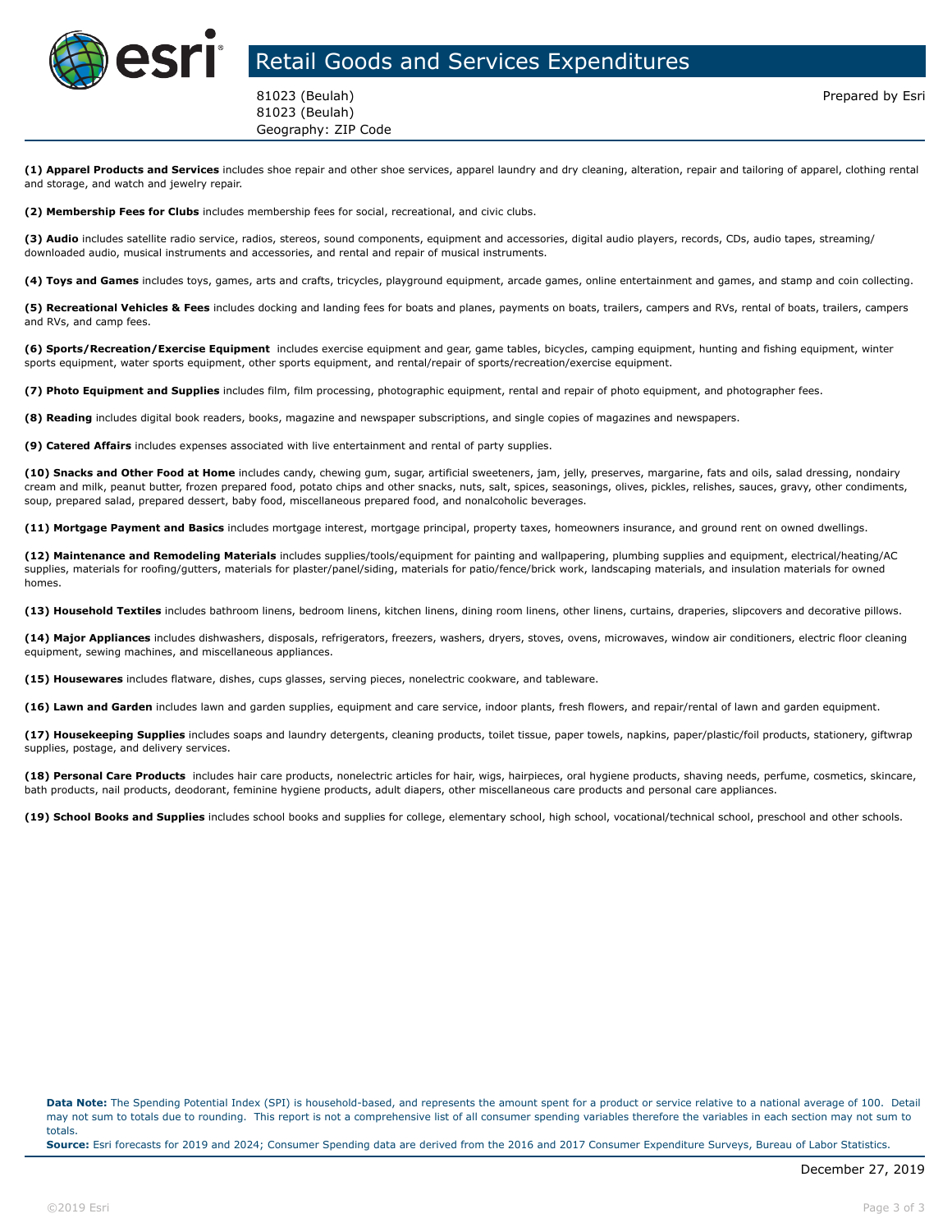# Retail Goods and Services Expenditures

81023 (Beulah)
81023 (Beulah)
Geography: ZIP Code

Prepared by Esri

**(1) Apparel Products and Services** includes shoe repair and other shoe services, apparel laundry and dry cleaning, alteration, repair and tailoring of apparel, clothing rental and storage, and watch and jewelry repair.

**(2) Membership Fees for Clubs** includes membership fees for social, recreational, and civic clubs.

**(3) Audio** includes satellite radio service, radios, stereos, sound components, equipment and accessories, digital audio players, records, CDs, audio tapes, streaming/ downloaded audio, musical instruments and accessories, and rental and repair of musical instruments.

**(4) Toys and Games** includes toys, games, arts and crafts, tricycles, playground equipment, arcade games, online entertainment and games, and stamp and coin collecting.

**(5) Recreational Vehicles & Fees** includes docking and landing fees for boats and planes, payments on boats, trailers, campers and RVs, rental of boats, trailers, campers and RVs, and camp fees.

**(6) Sports/Recreation/Exercise Equipment** includes exercise equipment and gear, game tables, bicycles, camping equipment, hunting and fishing equipment, winter sports equipment, water sports equipment, other sports equipment, and rental/repair of sports/recreation/exercise equipment.

**(7) Photo Equipment and Supplies** includes film, film processing, photographic equipment, rental and repair of photo equipment, and photographer fees.

**(8) Reading** includes digital book readers, books, magazine and newspaper subscriptions, and single copies of magazines and newspapers.

**(9) Catered Affairs** includes expenses associated with live entertainment and rental of party supplies.

**(10) Snacks and Other Food at Home** includes candy, chewing gum, sugar, artificial sweeteners, jam, jelly, preserves, margarine, fats and oils, salad dressing, nondairy cream and milk, peanut butter, frozen prepared food, potato chips and other snacks, nuts, salt, spices, seasonings, olives, pickles, relishes, sauces, gravy, other condiments, soup, prepared salad, prepared dessert, baby food, miscellaneous prepared food, and nonalcoholic beverages.

**(11) Mortgage Payment and Basics** includes mortgage interest, mortgage principal, property taxes, homeowners insurance, and ground rent on owned dwellings.

**(12) Maintenance and Remodeling Materials** includes supplies/tools/equipment for painting and wallpapering, plumbing supplies and equipment, electrical/heating/AC supplies, materials for roofing/gutters, materials for plaster/panel/siding, materials for patio/fence/brick work, landscaping materials, and insulation materials for owned homes.

**(13) Household Textiles** includes bathroom linens, bedroom linens, kitchen linens, dining room linens, other linens, curtains, draperies, slipcovers and decorative pillows.

**(14) Major Appliances** includes dishwashers, disposals, refrigerators, freezers, washers, dryers, stoves, ovens, microwaves, window air conditioners, electric floor cleaning equipment, sewing machines, and miscellaneous appliances.

**(15) Housewares** includes flatware, dishes, cups glasses, serving pieces, nonelectric cookware, and tableware.

**(16) Lawn and Garden** includes lawn and garden supplies, equipment and care service, indoor plants, fresh flowers, and repair/rental of lawn and garden equipment.

**(17) Housekeeping Supplies** includes soaps and laundry detergents, cleaning products, toilet tissue, paper towels, napkins, paper/plastic/foil products, stationery, giftwrap supplies, postage, and delivery services.

**(18) Personal Care Products** includes hair care products, nonelectric articles for hair, wigs, hairpieces, oral hygiene products, shaving needs, perfume, cosmetics, skincare, bath products, nail products, deodorant, feminine hygiene products, adult diapers, other miscellaneous care products and personal care appliances.

**(19) School Books and Supplies** includes school books and supplies for college, elementary school, high school, vocational/technical school, preschool and other schools.

**Data Note:** The Spending Potential Index (SPI) is household-based, and represents the amount spent for a product or service relative to a national average of 100. Detail may not sum to totals due to rounding. This report is not a comprehensive list of all consumer spending variables therefore the variables in each section may not sum to totals.
**Source:** Esri forecasts for 2019 and 2024; Consumer Spending data are derived from the 2016 and 2017 Consumer Expenditure Surveys, Bureau of Labor Statistics.

December 27, 2019